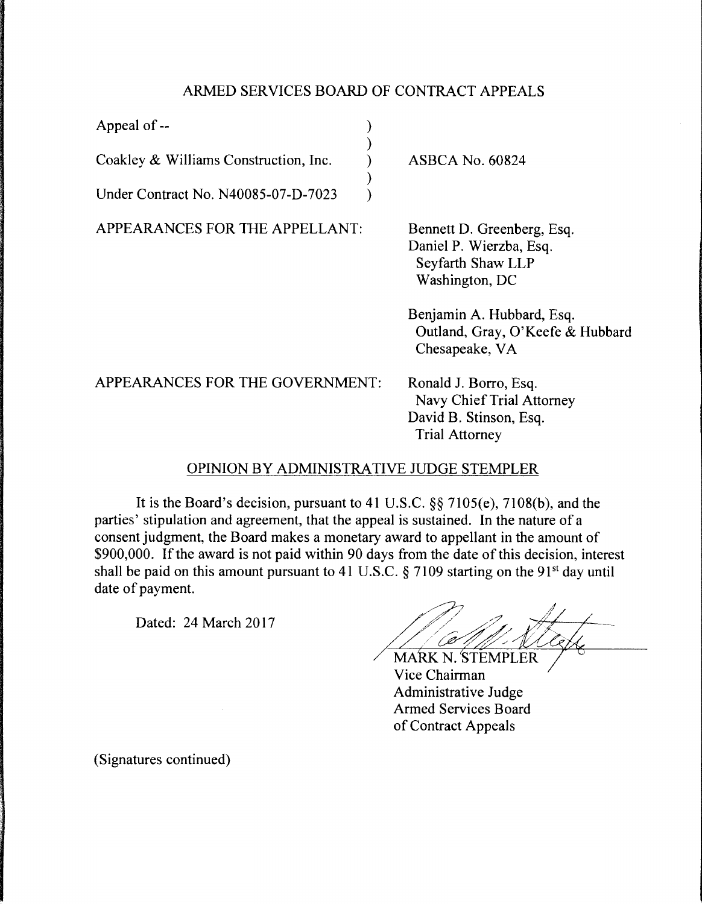# ARMED SERVICES BOARD OF CONTRACT APPEALS

| | | |
|---|---|---|
| Appeal of -- | ) | |
| | ) | |
| Coakley & Williams Construction, Inc. | ) | ASBCA No. 60824 |
| | ) | |
| Under Contract No. N40085-07-D-7023 | ) | |

APPEARANCES FOR THE APPELLANT:

Bennett D. Greenberg, Esq.
Daniel P. Wierzba, Esq.
Seyfarth Shaw LLP
Washington, DC

Benjamin A. Hubbard, Esq.
Outland, Gray, O'Keefe & Hubbard
Chesapeake, VA

APPEARANCES FOR THE GOVERNMENT:

Ronald J. Borro, Esq.
Navy Chief Trial Attorney
David B. Stinson, Esq.
Trial Attorney

## OPINION BY ADMINISTRATIVE JUDGE STEMPLER

It is the Board's decision, pursuant to 41 U.S.C. §§ 7105(e), 7108(b), and the parties' stipulation and agreement, that the appeal is sustained. In the nature of a consent judgment, the Board makes a monetary award to appellant in the amount of $900,000. If the award is not paid within 90 days from the date of this decision, interest shall be paid on this amount pursuant to 41 U.S.C. § 7109 starting on the 91st day until date of payment.

Dated: 24 March 2017

MARK N. STEMPLER
Vice Chairman
Administrative Judge
Armed Services Board
of Contract Appeals

(Signatures continued)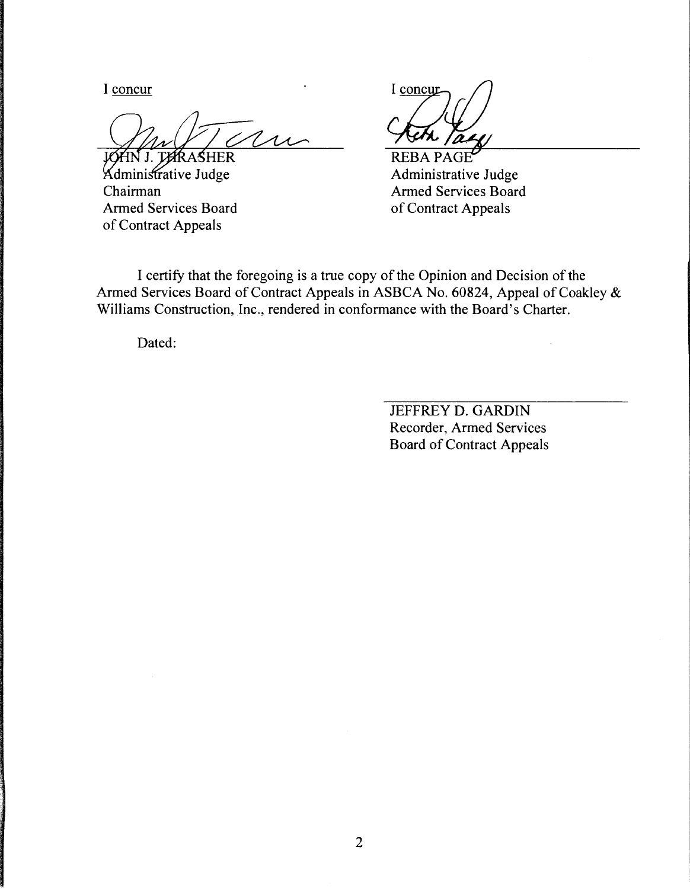I concur

JOHN J. THRASHER
Administrative Judge
Chairman
Armed Services Board
of Contract Appeals

I concur

REBA PAGE
Administrative Judge
Armed Services Board
of Contract Appeals

I certify that the foregoing is a true copy of the Opinion and Decision of the Armed Services Board of Contract Appeals in ASBCA No. 60824, Appeal of Coakley & Williams Construction, Inc., rendered in conformance with the Board's Charter.

Dated:

JEFFREY D. GARDIN
Recorder, Armed Services
Board of Contract Appeals